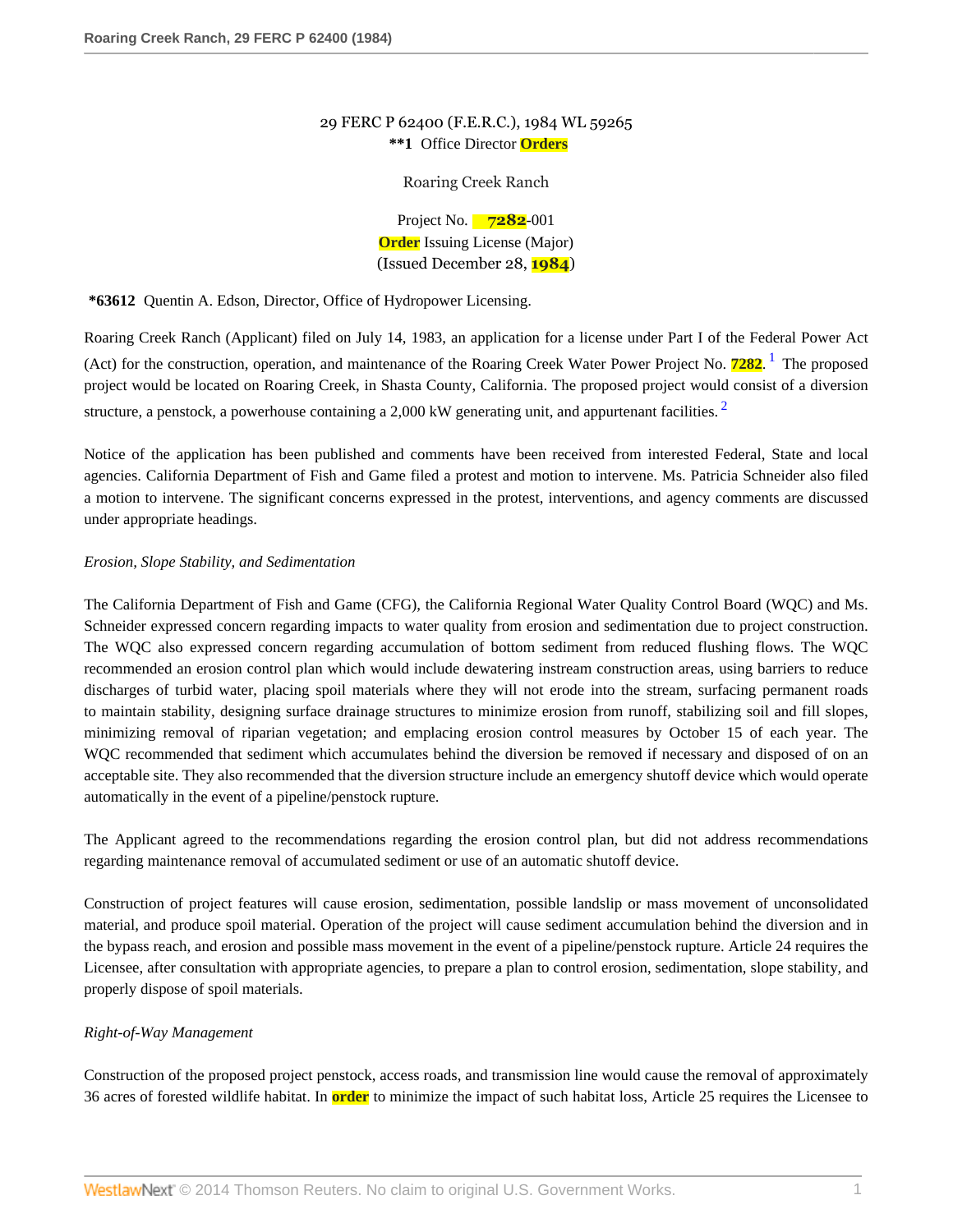29 FERC P 62400 (F.E.R.C.), 1984 WL 59265

**1 Office Director Orders

Roaring Creek Ranch

Project No. 7282-001

Order Issuing License (Major)

(Issued December 28, 1984)

*63612 Quentin A. Edson, Director, Office of Hydropower Licensing.

Roaring Creek Ranch (Applicant) filed on July 14, 1983, an application for a license under Part I of the Federal Power Act (Act) for the construction, operation, and maintenance of the Roaring Creek Water Power Project No. 7282. [1] The proposed project would be located on Roaring Creek, in Shasta County, California. The proposed project would consist of a diversion structure, a penstock, a powerhouse containing a 2,000 kW generating unit, and appurtenant facilities. [2]

Notice of the application has been published and comments have been received from interested Federal, State and local agencies. California Department of Fish and Game filed a protest and motion to intervene. Ms. Patricia Schneider also filed a motion to intervene. The significant concerns expressed in the protest, interventions, and agency comments are discussed under appropriate headings.

*Erosion, Slope Stability, and Sedimentation*

The California Department of Fish and Game (CFG), the California Regional Water Quality Control Board (WQC) and Ms. Schneider expressed concern regarding impacts to water quality from erosion and sedimentation due to project construction. The WQC also expressed concern regarding accumulation of bottom sediment from reduced flushing flows. The WQC recommended an erosion control plan which would include dewatering instream construction areas, using barriers to reduce discharges of turbid water, placing spoil materials where they will not erode into the stream, surfacing permanent roads to maintain stability, designing surface drainage structures to minimize erosion from runoff, stabilizing soil and fill slopes, minimizing removal of riparian vegetation; and emplacing erosion control measures by October 15 of each year. The WQC recommended that sediment which accumulates behind the diversion be removed if necessary and disposed of on an acceptable site. They also recommended that the diversion structure include an emergency shutoff device which would operate automatically in the event of a pipeline/penstock rupture.

The Applicant agreed to the recommendations regarding the erosion control plan, but did not address recommendations regarding maintenance removal of accumulated sediment or use of an automatic shutoff device.

Construction of project features will cause erosion, sedimentation, possible landslip or mass movement of unconsolidated material, and produce spoil material. Operation of the project will cause sediment accumulation behind the diversion and in the bypass reach, and erosion and possible mass movement in the event of a pipeline/penstock rupture. Article 24 requires the Licensee, after consultation with appropriate agencies, to prepare a plan to control erosion, sedimentation, slope stability, and properly dispose of spoil materials.

*Right-of-Way Management*

Construction of the proposed project penstock, access roads, and transmission line would cause the removal of approximately 36 acres of forested wildlife habitat. In order to minimize the impact of such habitat loss, Article 25 requires the Licensee to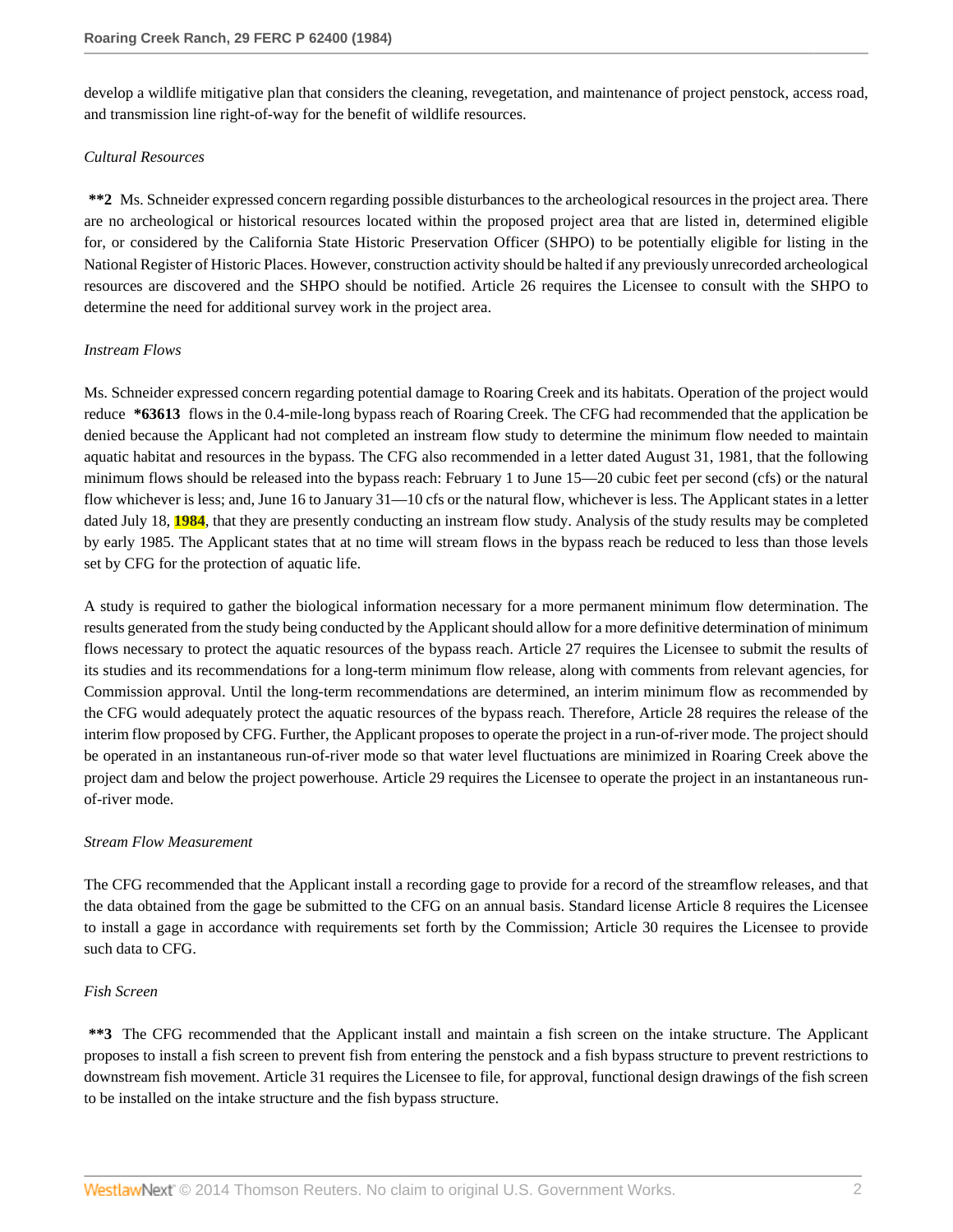develop a wildlife mitigative plan that considers the cleaning, revegetation, and maintenance of project penstock, access road, and transmission line right-of-way for the benefit of wildlife resources.

*Cultural Resources*

**\*\*2** Ms. Schneider expressed concern regarding possible disturbances to the archeological resources in the project area. There are no archeological or historical resources located within the proposed project area that are listed in, determined eligible for, or considered by the California State Historic Preservation Officer (SHPO) to be potentially eligible for listing in the National Register of Historic Places. However, construction activity should be halted if any previously unrecorded archeological resources are discovered and the SHPO should be notified. Article 26 requires the Licensee to consult with the SHPO to determine the need for additional survey work in the project area.

*Instream Flows*

Ms. Schneider expressed concern regarding potential damage to Roaring Creek and its habitats. Operation of the project would reduce **\*63613** flows in the 0.4-mile-long bypass reach of Roaring Creek. The CFG had recommended that the application be denied because the Applicant had not completed an instream flow study to determine the minimum flow needed to maintain aquatic habitat and resources in the bypass. The CFG also recommended in a letter dated August 31, 1981, that the following minimum flows should be released into the bypass reach: February 1 to June 15—20 cubic feet per second (cfs) or the natural flow whichever is less; and, June 16 to January 31—10 cfs or the natural flow, whichever is less. The Applicant states in a letter dated July 18, **1984**, that they are presently conducting an instream flow study. Analysis of the study results may be completed by early 1985. The Applicant states that at no time will stream flows in the bypass reach be reduced to less than those levels set by CFG for the protection of aquatic life.

A study is required to gather the biological information necessary for a more permanent minimum flow determination. The results generated from the study being conducted by the Applicant should allow for a more definitive determination of minimum flows necessary to protect the aquatic resources of the bypass reach. Article 27 requires the Licensee to submit the results of its studies and its recommendations for a long-term minimum flow release, along with comments from relevant agencies, for Commission approval. Until the long-term recommendations are determined, an interim minimum flow as recommended by the CFG would adequately protect the aquatic resources of the bypass reach. Therefore, Article 28 requires the release of the interim flow proposed by CFG. Further, the Applicant proposes to operate the project in a run-of-river mode. The project should be operated in an instantaneous run-of-river mode so that water level fluctuations are minimized in Roaring Creek above the project dam and below the project powerhouse. Article 29 requires the Licensee to operate the project in an instantaneous run-of-river mode.

*Stream Flow Measurement*

The CFG recommended that the Applicant install a recording gage to provide for a record of the streamflow releases, and that the data obtained from the gage be submitted to the CFG on an annual basis. Standard license Article 8 requires the Licensee to install a gage in accordance with requirements set forth by the Commission; Article 30 requires the Licensee to provide such data to CFG.

*Fish Screen*

**\*\*3** The CFG recommended that the Applicant install and maintain a fish screen on the intake structure. The Applicant proposes to install a fish screen to prevent fish from entering the penstock and a fish bypass structure to prevent restrictions to downstream fish movement. Article 31 requires the Licensee to file, for approval, functional design drawings of the fish screen to be installed on the intake structure and the fish bypass structure.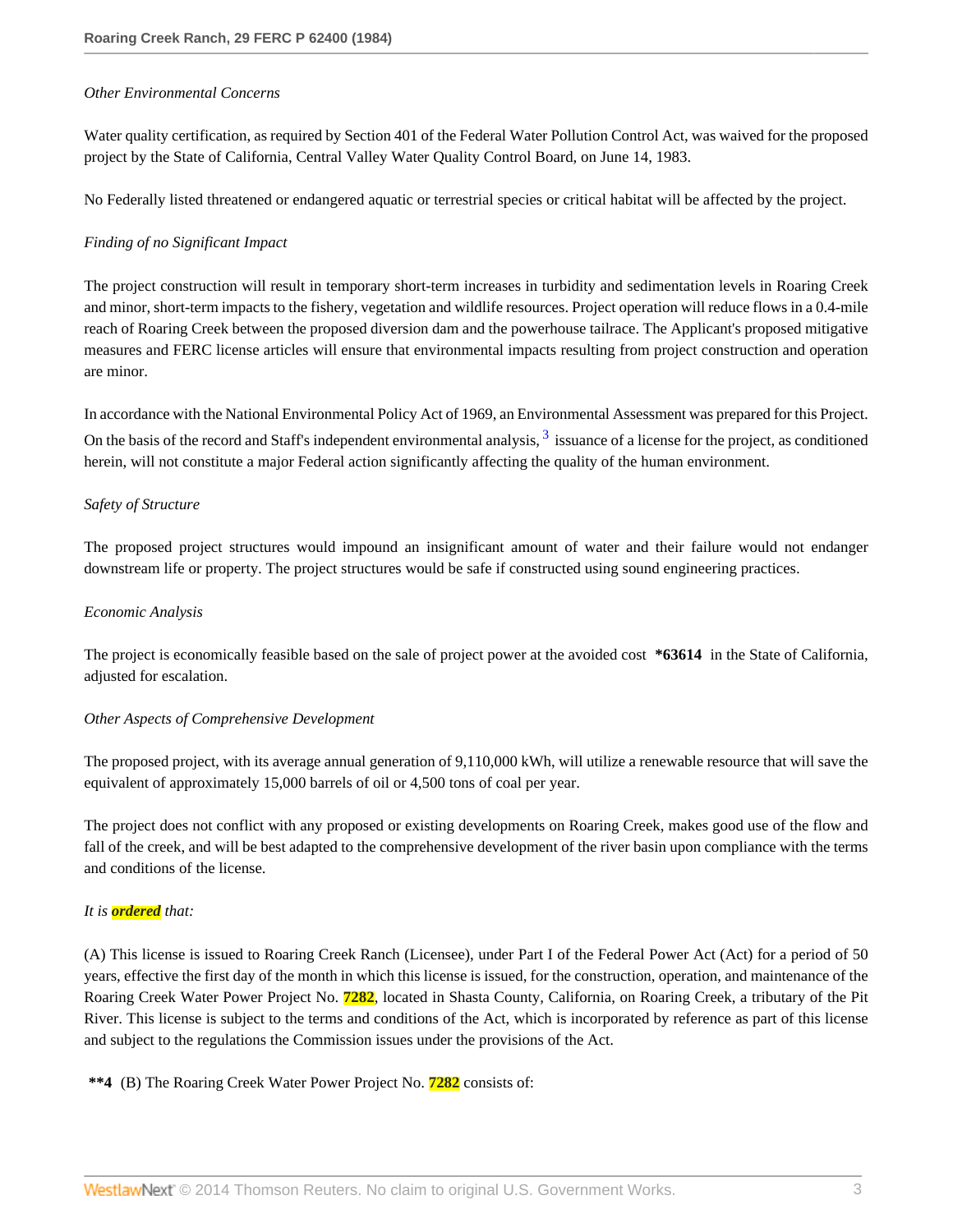*Other Environmental Concerns*

Water quality certification, as required by Section 401 of the Federal Water Pollution Control Act, was waived for the proposed project by the State of California, Central Valley Water Quality Control Board, on June 14, 1983.

No Federally listed threatened or endangered aquatic or terrestrial species or critical habitat will be affected by the project.

*Finding of no Significant Impact*

The project construction will result in temporary short-term increases in turbidity and sedimentation levels in Roaring Creek and minor, short-term impacts to the fishery, vegetation and wildlife resources. Project operation will reduce flows in a 0.4-mile reach of Roaring Creek between the proposed diversion dam and the powerhouse tailrace. The Applicant's proposed mitigative measures and FERC license articles will ensure that environmental impacts resulting from project construction and operation are minor.

In accordance with the National Environmental Policy Act of 1969, an Environmental Assessment was prepared for this Project. On the basis of the record and Staff's independent environmental analysis, [3] issuance of a license for the project, as conditioned herein, will not constitute a major Federal action significantly affecting the quality of the human environment.

*Safety of Structure*

The proposed project structures would impound an insignificant amount of water and their failure would not endanger downstream life or property. The project structures would be safe if constructed using sound engineering practices.

*Economic Analysis*

The project is economically feasible based on the sale of project power at the avoided cost **\*63614** in the State of California, adjusted for escalation.

*Other Aspects of Comprehensive Development*

The proposed project, with its average annual generation of 9,110,000 kWh, will utilize a renewable resource that will save the equivalent of approximately 15,000 barrels of oil or 4,500 tons of coal per year.

The project does not conflict with any proposed or existing developments on Roaring Creek, makes good use of the flow and fall of the creek, and will be best adapted to the comprehensive development of the river basin upon compliance with the terms and conditions of the license.

*It is **ordered** that:*

(A) This license is issued to Roaring Creek Ranch (Licensee), under Part I of the Federal Power Act (Act) for a period of 50 years, effective the first day of the month in which this license is issued, for the construction, operation, and maintenance of the Roaring Creek Water Power Project No. **7282**, located in Shasta County, California, on Roaring Creek, a tributary of the Pit River. This license is subject to the terms and conditions of the Act, which is incorporated by reference as part of this license and subject to the regulations the Commission issues under the provisions of the Act.

**\*\*4** (B) The Roaring Creek Water Power Project No. **7282** consists of: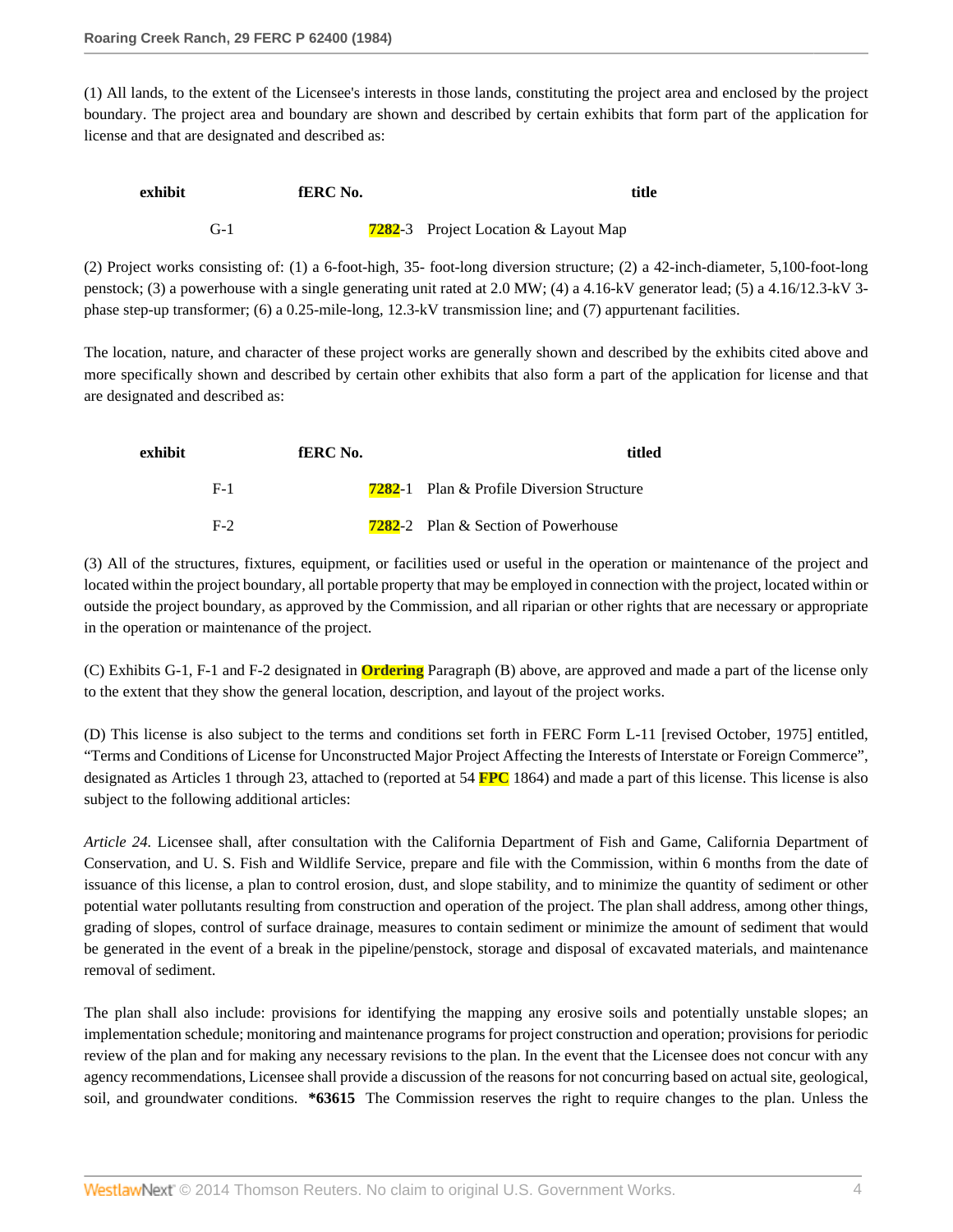(1) All lands, to the extent of the Licensee's interests in those lands, constituting the project area and enclosed by the project boundary. The project area and boundary are shown and described by certain exhibits that form part of the application for license and that are designated and described as:

| exhibit | fERC No. | title |
| --- | --- | --- |
| G-1 | 7282-3 | Project Location & Layout Map |

(2) Project works consisting of: (1) a 6-foot-high, 35- foot-long diversion structure; (2) a 42-inch-diameter, 5,100-foot-long penstock; (3) a powerhouse with a single generating unit rated at 2.0 MW; (4) a 4.16-kV generator lead; (5) a 4.16/12.3-kV 3-phase step-up transformer; (6) a 0.25-mile-long, 12.3-kV transmission line; and (7) appurtenant facilities.

The location, nature, and character of these project works are generally shown and described by the exhibits cited above and more specifically shown and described by certain other exhibits that also form a part of the application for license and that are designated and described as:

| exhibit | fERC No. | titled |
| --- | --- | --- |
| F-1 | 7282-1 | Plan & Profile Diversion Structure |
| F-2 | 7282-2 | Plan & Section of Powerhouse |

(3) All of the structures, fixtures, equipment, or facilities used or useful in the operation or maintenance of the project and located within the project boundary, all portable property that may be employed in connection with the project, located within or outside the project boundary, as approved by the Commission, and all riparian or other rights that are necessary or appropriate in the operation or maintenance of the project.

(C) Exhibits G-1, F-1 and F-2 designated in Ordering Paragraph (B) above, are approved and made a part of the license only to the extent that they show the general location, description, and layout of the project works.

(D) This license is also subject to the terms and conditions set forth in FERC Form L-11 [revised October, 1975] entitled, "Terms and Conditions of License for Unconstructed Major Project Affecting the Interests of Interstate or Foreign Commerce", designated as Articles 1 through 23, attached to (reported at 54 FPC 1864) and made a part of this license. This license is also subject to the following additional articles:

*Article 24.* Licensee shall, after consultation with the California Department of Fish and Game, California Department of Conservation, and U. S. Fish and Wildlife Service, prepare and file with the Commission, within 6 months from the date of issuance of this license, a plan to control erosion, dust, and slope stability, and to minimize the quantity of sediment or other potential water pollutants resulting from construction and operation of the project. The plan shall address, among other things, grading of slopes, control of surface drainage, measures to contain sediment or minimize the amount of sediment that would be generated in the event of a break in the pipeline/penstock, storage and disposal of excavated materials, and maintenance removal of sediment.

The plan shall also include: provisions for identifying the mapping any erosive soils and potentially unstable slopes; an implementation schedule; monitoring and maintenance programs for project construction and operation; provisions for periodic review of the plan and for making any necessary revisions to the plan. In the event that the Licensee does not concur with any agency recommendations, Licensee shall provide a discussion of the reasons for not concurring based on actual site, geological, soil, and groundwater conditions. **\*63615** The Commission reserves the right to require changes to the plan. Unless the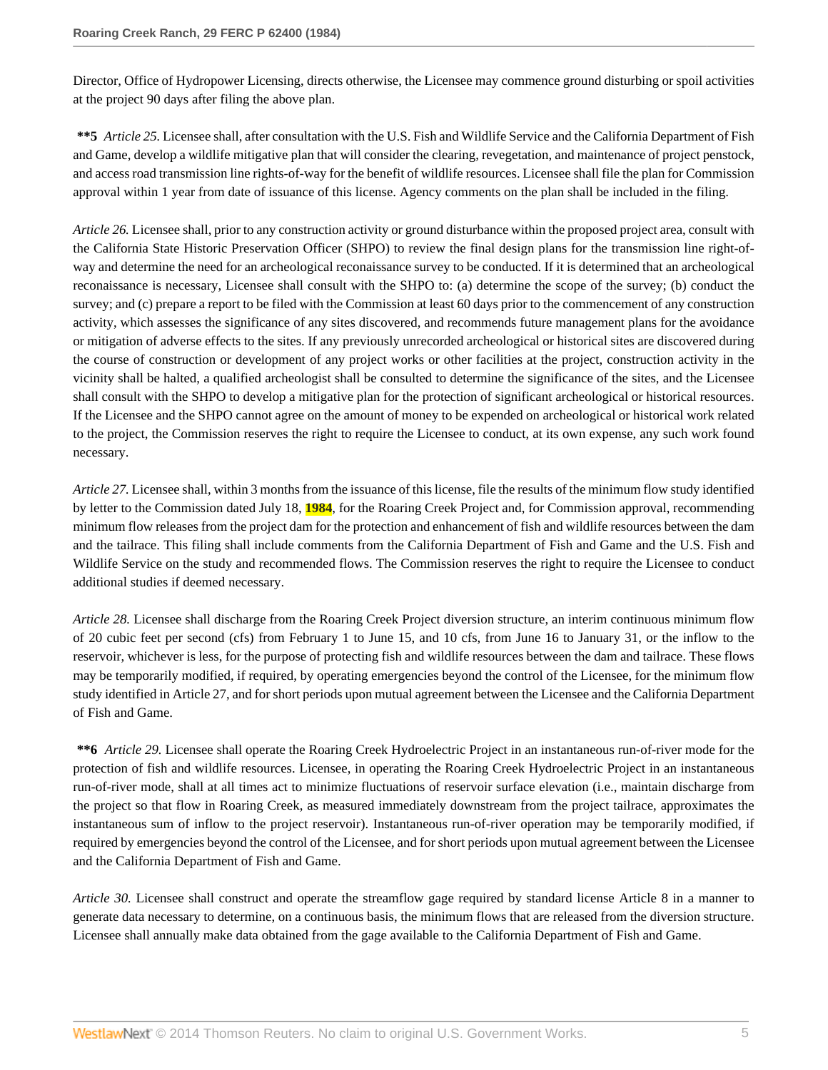Director, Office of Hydropower Licensing, directs otherwise, the Licensee may commence ground disturbing or spoil activities at the project 90 days after filing the above plan.

**\*\*5** *Article 25.* Licensee shall, after consultation with the U.S. Fish and Wildlife Service and the California Department of Fish and Game, develop a wildlife mitigative plan that will consider the clearing, revegetation, and maintenance of project penstock, and access road transmission line rights-of-way for the benefit of wildlife resources. Licensee shall file the plan for Commission approval within 1 year from date of issuance of this license. Agency comments on the plan shall be included in the filing.

*Article 26.* Licensee shall, prior to any construction activity or ground disturbance within the proposed project area, consult with the California State Historic Preservation Officer (SHPO) to review the final design plans for the transmission line right-of-way and determine the need for an archeological reconaissance survey to be conducted. If it is determined that an archeological reconaissance is necessary, Licensee shall consult with the SHPO to: (a) determine the scope of the survey; (b) conduct the survey; and (c) prepare a report to be filed with the Commission at least 60 days prior to the commencement of any construction activity, which assesses the significance of any sites discovered, and recommends future management plans for the avoidance or mitigation of adverse effects to the sites. If any previously unrecorded archeological or historical sites are discovered during the course of construction or development of any project works or other facilities at the project, construction activity in the vicinity shall be halted, a qualified archeologist shall be consulted to determine the significance of the sites, and the Licensee shall consult with the SHPO to develop a mitigative plan for the protection of significant archeological or historical resources. If the Licensee and the SHPO cannot agree on the amount of money to be expended on archeological or historical work related to the project, the Commission reserves the right to require the Licensee to conduct, at its own expense, any such work found necessary.

*Article 27.* Licensee shall, within 3 months from the issuance of this license, file the results of the minimum flow study identified by letter to the Commission dated July 18, **1984**, for the Roaring Creek Project and, for Commission approval, recommending minimum flow releases from the project dam for the protection and enhancement of fish and wildlife resources between the dam and the tailrace. This filing shall include comments from the California Department of Fish and Game and the U.S. Fish and Wildlife Service on the study and recommended flows. The Commission reserves the right to require the Licensee to conduct additional studies if deemed necessary.

*Article 28.* Licensee shall discharge from the Roaring Creek Project diversion structure, an interim continuous minimum flow of 20 cubic feet per second (cfs) from February 1 to June 15, and 10 cfs, from June 16 to January 31, or the inflow to the reservoir, whichever is less, for the purpose of protecting fish and wildlife resources between the dam and tailrace. These flows may be temporarily modified, if required, by operating emergencies beyond the control of the Licensee, for the minimum flow study identified in Article 27, and for short periods upon mutual agreement between the Licensee and the California Department of Fish and Game.

**\*\*6** *Article 29.* Licensee shall operate the Roaring Creek Hydroelectric Project in an instantaneous run-of-river mode for the protection of fish and wildlife resources. Licensee, in operating the Roaring Creek Hydroelectric Project in an instantaneous run-of-river mode, shall at all times act to minimize fluctuations of reservoir surface elevation (i.e., maintain discharge from the project so that flow in Roaring Creek, as measured immediately downstream from the project tailrace, approximates the instantaneous sum of inflow to the project reservoir). Instantaneous run-of-river operation may be temporarily modified, if required by emergencies beyond the control of the Licensee, and for short periods upon mutual agreement between the Licensee and the California Department of Fish and Game.

*Article 30.* Licensee shall construct and operate the streamflow gage required by standard license Article 8 in a manner to generate data necessary to determine, on a continuous basis, the minimum flows that are released from the diversion structure. Licensee shall annually make data obtained from the gage available to the California Department of Fish and Game.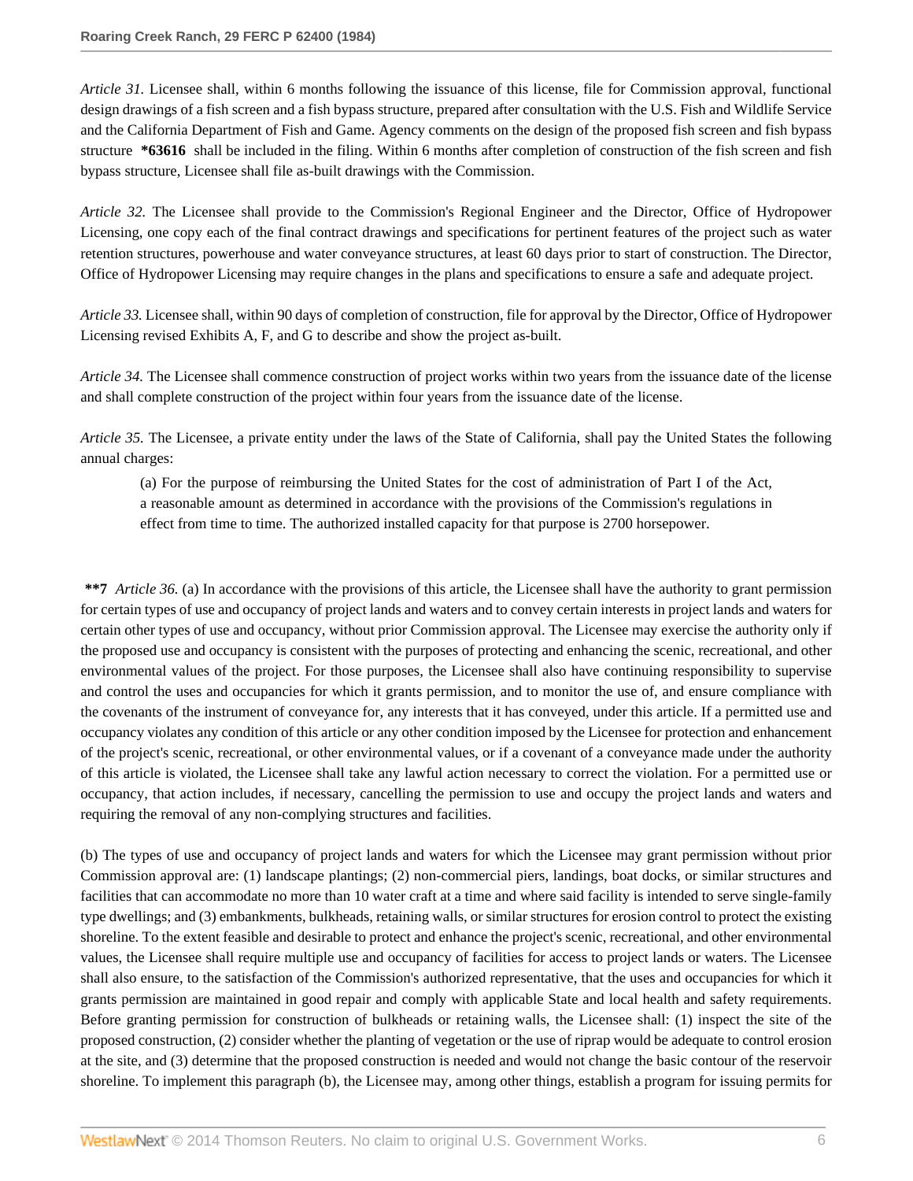*Article 31.* Licensee shall, within 6 months following the issuance of this license, file for Commission approval, functional design drawings of a fish screen and a fish bypass structure, prepared after consultation with the U.S. Fish and Wildlife Service and the California Department of Fish and Game. Agency comments on the design of the proposed fish screen and fish bypass structure **\*63616** shall be included in the filing. Within 6 months after completion of construction of the fish screen and fish bypass structure, Licensee shall file as-built drawings with the Commission.

*Article 32.* The Licensee shall provide to the Commission's Regional Engineer and the Director, Office of Hydropower Licensing, one copy each of the final contract drawings and specifications for pertinent features of the project such as water retention structures, powerhouse and water conveyance structures, at least 60 days prior to start of construction. The Director, Office of Hydropower Licensing may require changes in the plans and specifications to ensure a safe and adequate project.

*Article 33.* Licensee shall, within 90 days of completion of construction, file for approval by the Director, Office of Hydropower Licensing revised Exhibits A, F, and G to describe and show the project as-built.

*Article 34.* The Licensee shall commence construction of project works within two years from the issuance date of the license and shall complete construction of the project within four years from the issuance date of the license.

*Article 35.* The Licensee, a private entity under the laws of the State of California, shall pay the United States the following annual charges:

> (a) For the purpose of reimbursing the United States for the cost of administration of Part I of the Act, a reasonable amount as determined in accordance with the provisions of the Commission's regulations in effect from time to time. The authorized installed capacity for that purpose is 2700 horsepower.

**\*\*7** *Article 36.* (a) In accordance with the provisions of this article, the Licensee shall have the authority to grant permission for certain types of use and occupancy of project lands and waters and to convey certain interests in project lands and waters for certain other types of use and occupancy, without prior Commission approval. The Licensee may exercise the authority only if the proposed use and occupancy is consistent with the purposes of protecting and enhancing the scenic, recreational, and other environmental values of the project. For those purposes, the Licensee shall also have continuing responsibility to supervise and control the uses and occupancies for which it grants permission, and to monitor the use of, and ensure compliance with the covenants of the instrument of conveyance for, any interests that it has conveyed, under this article. If a permitted use and occupancy violates any condition of this article or any other condition imposed by the Licensee for protection and enhancement of the project's scenic, recreational, or other environmental values, or if a covenant of a conveyance made under the authority of this article is violated, the Licensee shall take any lawful action necessary to correct the violation. For a permitted use or occupancy, that action includes, if necessary, cancelling the permission to use and occupy the project lands and waters and requiring the removal of any non-complying structures and facilities.

(b) The types of use and occupancy of project lands and waters for which the Licensee may grant permission without prior Commission approval are: (1) landscape plantings; (2) non-commercial piers, landings, boat docks, or similar structures and facilities that can accommodate no more than 10 water craft at a time and where said facility is intended to serve single-family type dwellings; and (3) embankments, bulkheads, retaining walls, or similar structures for erosion control to protect the existing shoreline. To the extent feasible and desirable to protect and enhance the project's scenic, recreational, and other environmental values, the Licensee shall require multiple use and occupancy of facilities for access to project lands or waters. The Licensee shall also ensure, to the satisfaction of the Commission's authorized representative, that the uses and occupancies for which it grants permission are maintained in good repair and comply with applicable State and local health and safety requirements. Before granting permission for construction of bulkheads or retaining walls, the Licensee shall: (1) inspect the site of the proposed construction, (2) consider whether the planting of vegetation or the use of riprap would be adequate to control erosion at the site, and (3) determine that the proposed construction is needed and would not change the basic contour of the reservoir shoreline. To implement this paragraph (b), the Licensee may, among other things, establish a program for issuing permits for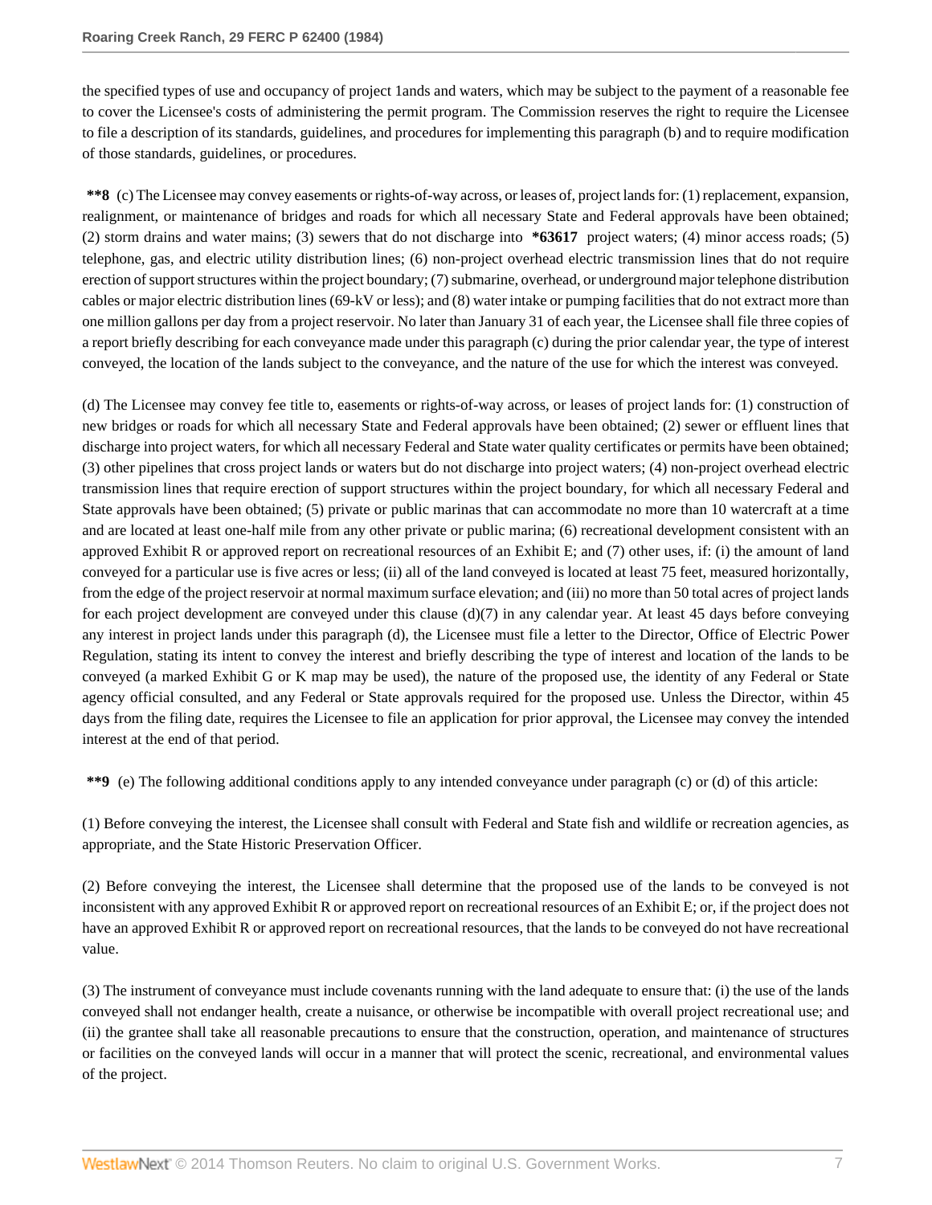the specified types of use and occupancy of project 1ands and waters, which may be subject to the payment of a reasonable fee to cover the Licensee's costs of administering the permit program. The Commission reserves the right to require the Licensee to file a description of its standards, guidelines, and procedures for implementing this paragraph (b) and to require modification of those standards, guidelines, or procedures.

**\*\*8** (c) The Licensee may convey easements or rights-of-way across, or leases of, project lands for: (1) replacement, expansion, realignment, or maintenance of bridges and roads for which all necessary State and Federal approvals have been obtained; (2) storm drains and water mains; (3) sewers that do not discharge into **\*63617** project waters; (4) minor access roads; (5) telephone, gas, and electric utility distribution lines; (6) non-project overhead electric transmission lines that do not require erection of support structures within the project boundary; (7) submarine, overhead, or underground major telephone distribution cables or major electric distribution lines (69-kV or less); and (8) water intake or pumping facilities that do not extract more than one million gallons per day from a project reservoir. No later than January 31 of each year, the Licensee shall file three copies of a report briefly describing for each conveyance made under this paragraph (c) during the prior calendar year, the type of interest conveyed, the location of the lands subject to the conveyance, and the nature of the use for which the interest was conveyed.

(d) The Licensee may convey fee title to, easements or rights-of-way across, or leases of project lands for: (1) construction of new bridges or roads for which all necessary State and Federal approvals have been obtained; (2) sewer or effluent lines that discharge into project waters, for which all necessary Federal and State water quality certificates or permits have been obtained; (3) other pipelines that cross project lands or waters but do not discharge into project waters; (4) non-project overhead electric transmission lines that require erection of support structures within the project boundary, for which all necessary Federal and State approvals have been obtained; (5) private or public marinas that can accommodate no more than 10 watercraft at a time and are located at least one-half mile from any other private or public marina; (6) recreational development consistent with an approved Exhibit R or approved report on recreational resources of an Exhibit E; and (7) other uses, if: (i) the amount of land conveyed for a particular use is five acres or less; (ii) all of the land conveyed is located at least 75 feet, measured horizontally, from the edge of the project reservoir at normal maximum surface elevation; and (iii) no more than 50 total acres of project lands for each project development are conveyed under this clause (d)(7) in any calendar year. At least 45 days before conveying any interest in project lands under this paragraph (d), the Licensee must file a letter to the Director, Office of Electric Power Regulation, stating its intent to convey the interest and briefly describing the type of interest and location of the lands to be conveyed (a marked Exhibit G or K map may be used), the nature of the proposed use, the identity of any Federal or State agency official consulted, and any Federal or State approvals required for the proposed use. Unless the Director, within 45 days from the filing date, requires the Licensee to file an application for prior approval, the Licensee may convey the intended interest at the end of that period.

**\*\*9** (e) The following additional conditions apply to any intended conveyance under paragraph (c) or (d) of this article:

(1) Before conveying the interest, the Licensee shall consult with Federal and State fish and wildlife or recreation agencies, as appropriate, and the State Historic Preservation Officer.

(2) Before conveying the interest, the Licensee shall determine that the proposed use of the lands to be conveyed is not inconsistent with any approved Exhibit R or approved report on recreational resources of an Exhibit E; or, if the project does not have an approved Exhibit R or approved report on recreational resources, that the lands to be conveyed do not have recreational value.

(3) The instrument of conveyance must include covenants running with the land adequate to ensure that: (i) the use of the lands conveyed shall not endanger health, create a nuisance, or otherwise be incompatible with overall project recreational use; and (ii) the grantee shall take all reasonable precautions to ensure that the construction, operation, and maintenance of structures or facilities on the conveyed lands will occur in a manner that will protect the scenic, recreational, and environmental values of the project.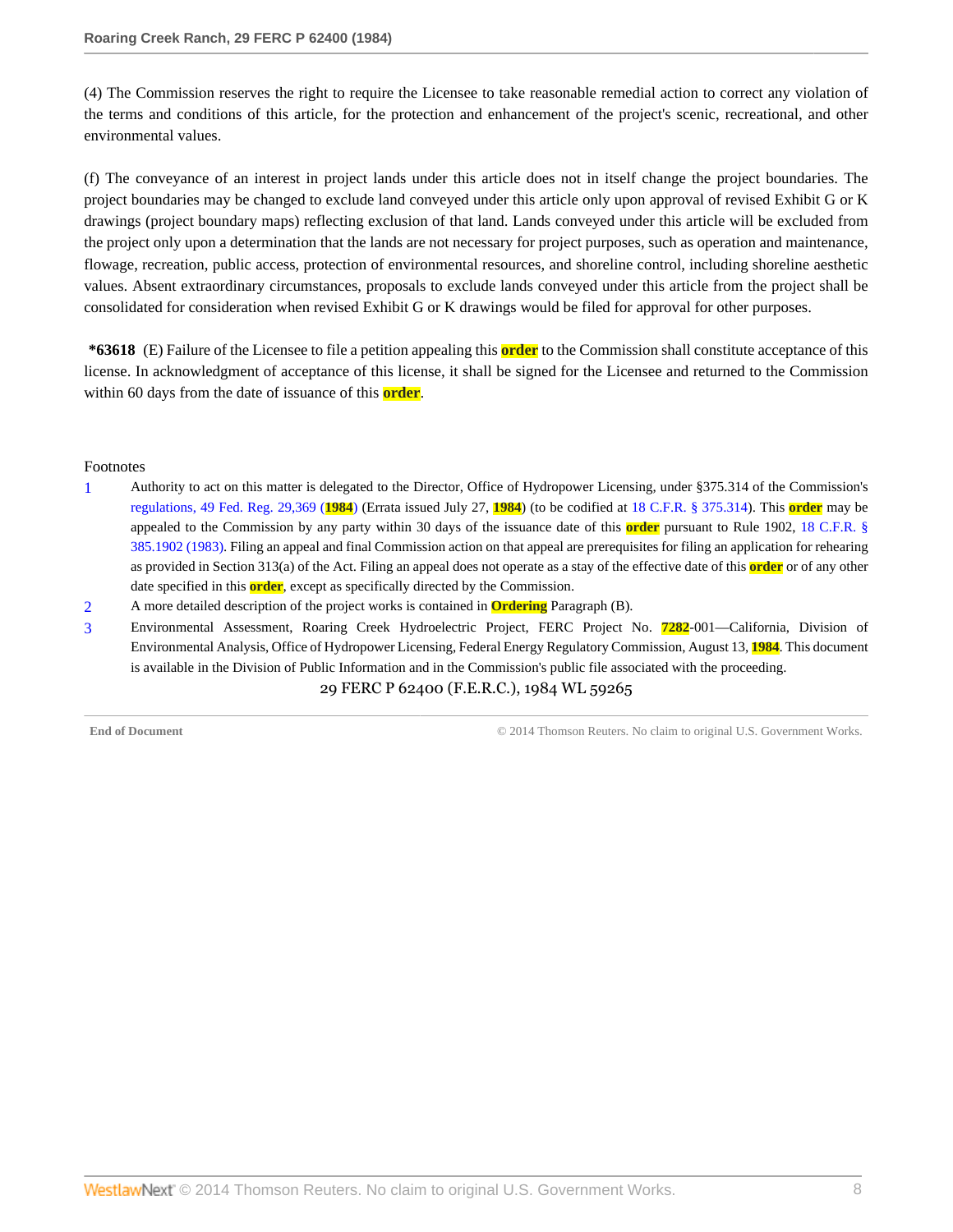(4) The Commission reserves the right to require the Licensee to take reasonable remedial action to correct any violation of the terms and conditions of this article, for the protection and enhancement of the project's scenic, recreational, and other environmental values.

(f) The conveyance of an interest in project lands under this article does not in itself change the project boundaries. The project boundaries may be changed to exclude land conveyed under this article only upon approval of revised Exhibit G or K drawings (project boundary maps) reflecting exclusion of that land. Lands conveyed under this article will be excluded from the project only upon a determination that the lands are not necessary for project purposes, such as operation and maintenance, flowage, recreation, public access, protection of environmental resources, and shoreline control, including shoreline aesthetic values. Absent extraordinary circumstances, proposals to exclude lands conveyed under this article from the project shall be consolidated for consideration when revised Exhibit G or K drawings would be filed for approval for other purposes.

**\*63618** (E) Failure of the Licensee to file a petition appealing this order to the Commission shall constitute acceptance of this license. In acknowledgment of acceptance of this license, it shall be signed for the Licensee and returned to the Commission within 60 days from the date of issuance of this order.

Footnotes

1. Authority to act on this matter is delegated to the Director, Office of Hydropower Licensing, under §375.314 of the Commission's regulations, 49 Fed. Reg. 29,369 (1984) (Errata issued July 27, 1984) (to be codified at 18 C.F.R. § 375.314). This order may be appealed to the Commission by any party within 30 days of the issuance date of this order pursuant to Rule 1902, 18 C.F.R. § 385.1902 (1983). Filing an appeal and final Commission action on that appeal are prerequisites for filing an application for rehearing as provided in Section 313(a) of the Act. Filing an appeal does not operate as a stay of the effective date of this order or of any other date specified in this order, except as specifically directed by the Commission.
2. A more detailed description of the project works is contained in Ordering Paragraph (B).
3. Environmental Assessment, Roaring Creek Hydroelectric Project, FERC Project No. 7282-001—California, Division of Environmental Analysis, Office of Hydropower Licensing, Federal Energy Regulatory Commission, August 13, 1984. This document is available in the Division of Public Information and in the Commission's public file associated with the proceeding.

29 FERC P 62400 (F.E.R.C.), 1984 WL 59265

End of Document © 2014 Thomson Reuters. No claim to original U.S. Government Works.